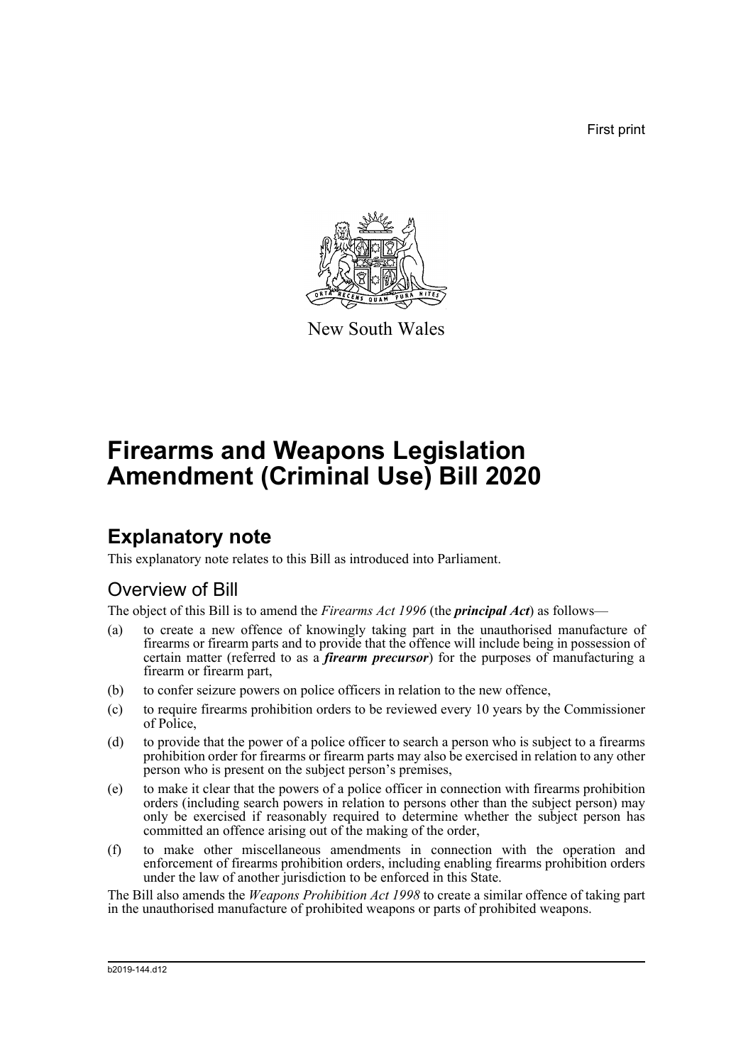First print

New South Wales

# Firearms and Weapons Legislation Amendment (Criminal Use) Bill 2020

## Explanatory note

This explanatory note relates to this Bill as introduced into Parliament.

### Overview of Bill

The object of this Bill is to amend the *Firearms Act 1996* (the ***principal Act***) as follows—

(a) to create a new offence of knowingly taking part in the unauthorised manufacture of firearms or firearm parts and to provide that the offence will include being in possession of certain matter (referred to as a ***firearm precursor***) for the purposes of manufacturing a firearm or firearm part,

(b) to confer seizure powers on police officers in relation to the new offence,

(c) to require firearms prohibition orders to be reviewed every 10 years by the Commissioner of Police,

(d) to provide that the power of a police officer to search a person who is subject to a firearms prohibition order for firearms or firearm parts may also be exercised in relation to any other person who is present on the subject person's premises,

(e) to make it clear that the powers of a police officer in connection with firearms prohibition orders (including search powers in relation to persons other than the subject person) may only be exercised if reasonably required to determine whether the subject person has committed an offence arising out of the making of the order,

(f) to make other miscellaneous amendments in connection with the operation and enforcement of firearms prohibition orders, including enabling firearms prohibition orders under the law of another jurisdiction to be enforced in this State.

The Bill also amends the *Weapons Prohibition Act 1998* to create a similar offence of taking part in the unauthorised manufacture of prohibited weapons or parts of prohibited weapons.

b2019-144.d12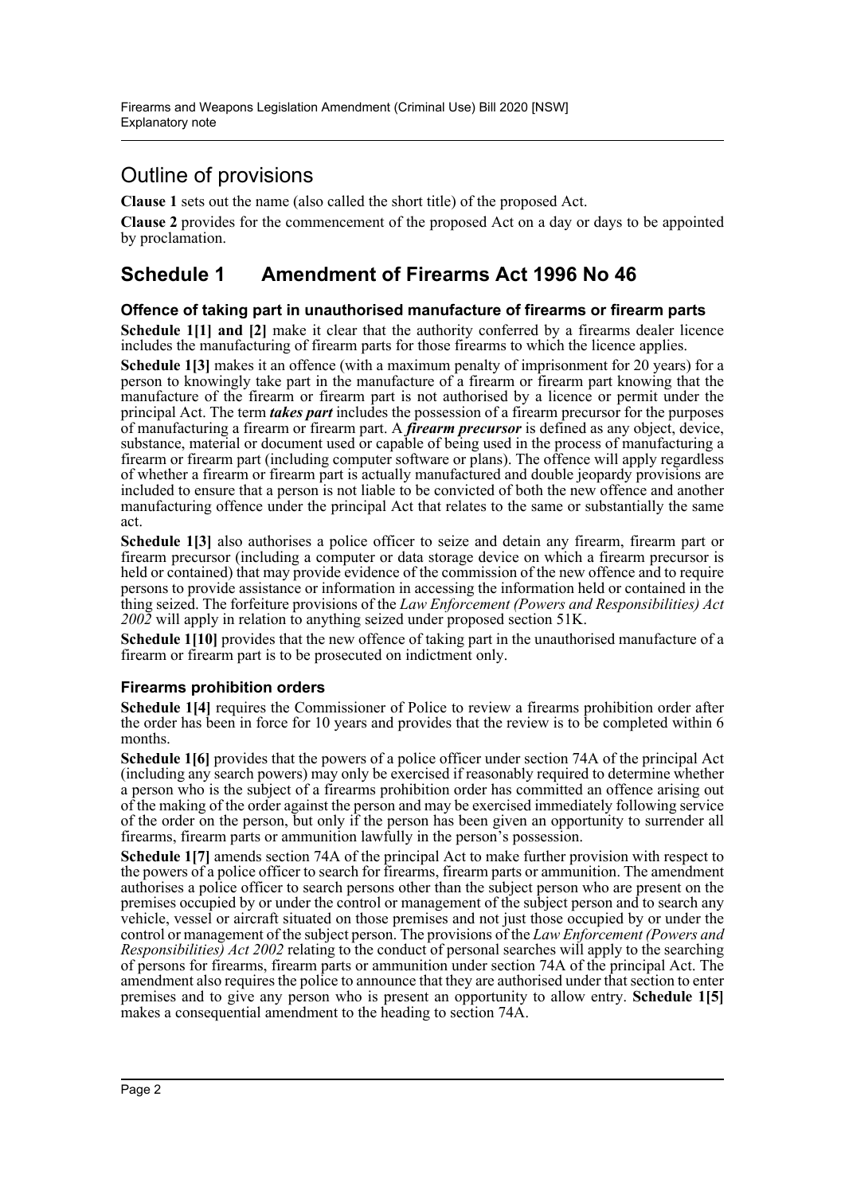# Outline of provisions

**Clause 1** sets out the name (also called the short title) of the proposed Act.

**Clause 2** provides for the commencement of the proposed Act on a day or days to be appointed by proclamation.

## Schedule 1 Amendment of Firearms Act 1996 No 46

### Offence of taking part in unauthorised manufacture of firearms or firearm parts

**Schedule 1[1] and [2]** make it clear that the authority conferred by a firearms dealer licence includes the manufacturing of firearm parts for those firearms to which the licence applies.

**Schedule 1[3]** makes it an offence (with a maximum penalty of imprisonment for 20 years) for a person to knowingly take part in the manufacture of a firearm or firearm part knowing that the manufacture of the firearm or firearm part is not authorised by a licence or permit under the principal Act. The term ***takes part*** includes the possession of a firearm precursor for the purposes of manufacturing a firearm or firearm part. A ***firearm precursor*** is defined as any object, device, substance, material or document used or capable of being used in the process of manufacturing a firearm or firearm part (including computer software or plans). The offence will apply regardless of whether a firearm or firearm part is actually manufactured and double jeopardy provisions are included to ensure that a person is not liable to be convicted of both the new offence and another manufacturing offence under the principal Act that relates to the same or substantially the same act.

**Schedule 1[3]** also authorises a police officer to seize and detain any firearm, firearm part or firearm precursor (including a computer or data storage device on which a firearm precursor is held or contained) that may provide evidence of the commission of the new offence and to require persons to provide assistance or information in accessing the information held or contained in the thing seized. The forfeiture provisions of the *Law Enforcement (Powers and Responsibilities) Act 2002* will apply in relation to anything seized under proposed section 51K.

**Schedule 1[10]** provides that the new offence of taking part in the unauthorised manufacture of a firearm or firearm part is to be prosecuted on indictment only.

### Firearms prohibition orders

**Schedule 1[4]** requires the Commissioner of Police to review a firearms prohibition order after the order has been in force for 10 years and provides that the review is to be completed within 6 months.

**Schedule 1[6]** provides that the powers of a police officer under section 74A of the principal Act (including any search powers) may only be exercised if reasonably required to determine whether a person who is the subject of a firearms prohibition order has committed an offence arising out of the making of the order against the person and may be exercised immediately following service of the order on the person, but only if the person has been given an opportunity to surrender all firearms, firearm parts or ammunition lawfully in the person's possession.

**Schedule 1[7]** amends section 74A of the principal Act to make further provision with respect to the powers of a police officer to search for firearms, firearm parts or ammunition. The amendment authorises a police officer to search persons other than the subject person who are present on the premises occupied by or under the control or management of the subject person and to search any vehicle, vessel or aircraft situated on those premises and not just those occupied by or under the control or management of the subject person. The provisions of the *Law Enforcement (Powers and Responsibilities) Act 2002* relating to the conduct of personal searches will apply to the searching of persons for firearms, firearm parts or ammunition under section 74A of the principal Act. The amendment also requires the police to announce that they are authorised under that section to enter premises and to give any person who is present an opportunity to allow entry. **Schedule 1[5]** makes a consequential amendment to the heading to section 74A.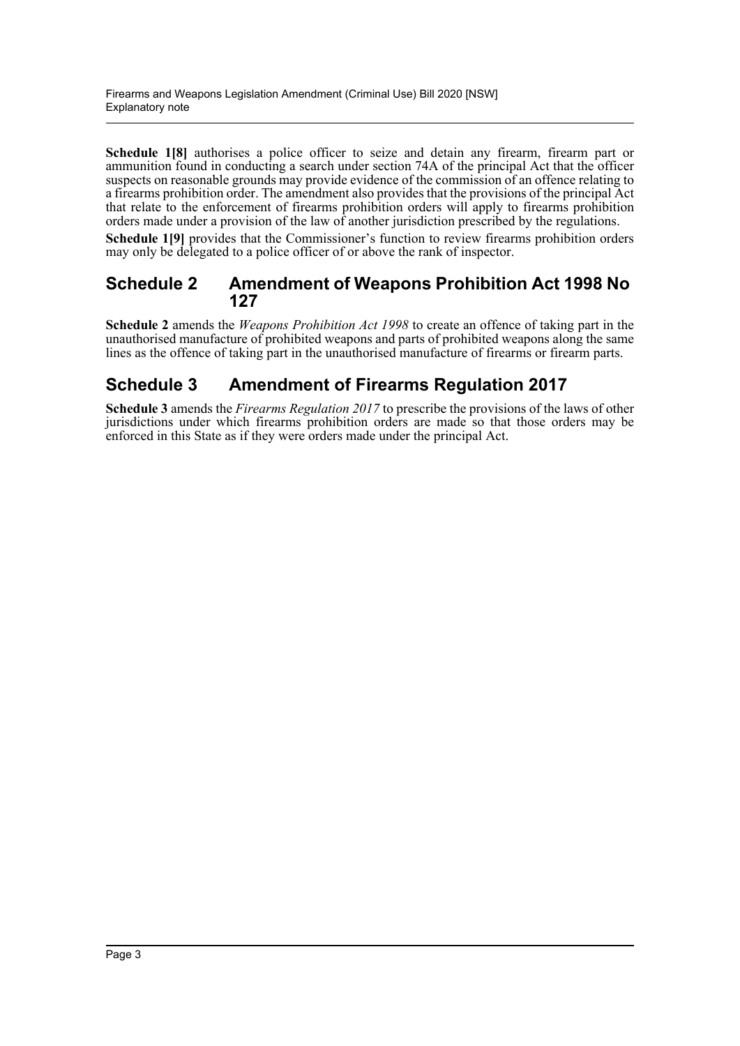**Schedule 1[8]** authorises a police officer to seize and detain any firearm, firearm part or ammunition found in conducting a search under section 74A of the principal Act that the officer suspects on reasonable grounds may provide evidence of the commission of an offence relating to a firearms prohibition order. The amendment also provides that the provisions of the principal Act that relate to the enforcement of firearms prohibition orders will apply to firearms prohibition orders made under a provision of the law of another jurisdiction prescribed by the regulations.

**Schedule 1[9]** provides that the Commissioner's function to review firearms prohibition orders may only be delegated to a police officer of or above the rank of inspector.

## Schedule 2 Amendment of Weapons Prohibition Act 1998 No 127

**Schedule 2** amends the *Weapons Prohibition Act 1998* to create an offence of taking part in the unauthorised manufacture of prohibited weapons and parts of prohibited weapons along the same lines as the offence of taking part in the unauthorised manufacture of firearms or firearm parts.

## Schedule 3 Amendment of Firearms Regulation 2017

**Schedule 3** amends the *Firearms Regulation 2017* to prescribe the provisions of the laws of other jurisdictions under which firearms prohibition orders are made so that those orders may be enforced in this State as if they were orders made under the principal Act.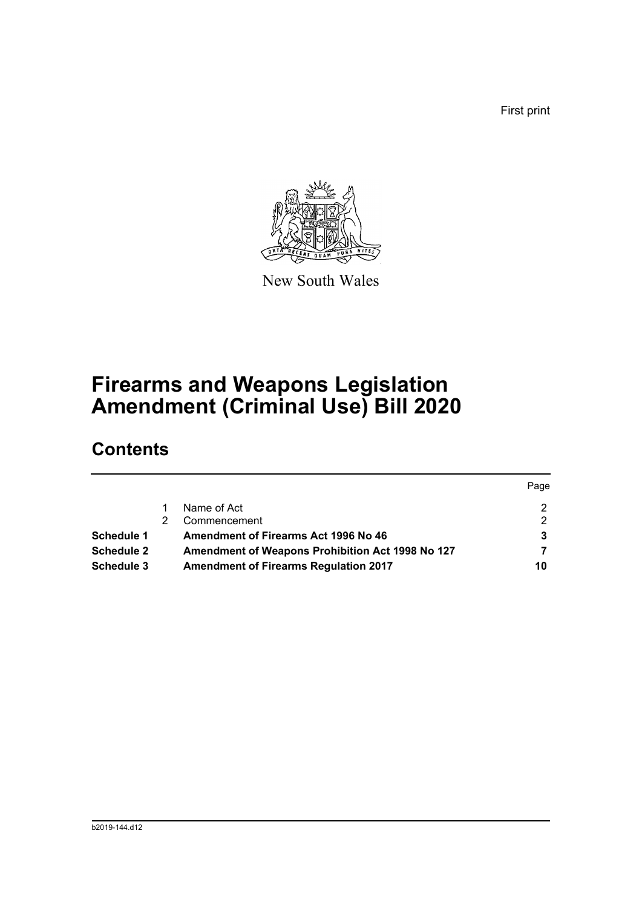First print

New South Wales

# Firearms and Weapons Legislation Amendment (Criminal Use) Bill 2020

## Contents

| | | | Page |
|---|---|---|---|
| | 1 | Name of Act | 2 |
| | 2 | Commencement | 2 |
| **Schedule 1** | | **Amendment of Firearms Act 1996 No 46** | **3** |
| **Schedule 2** | | **Amendment of Weapons Prohibition Act 1998 No 127** | **7** |
| **Schedule 3** | | **Amendment of Firearms Regulation 2017** | **10** |

b2019-144.d12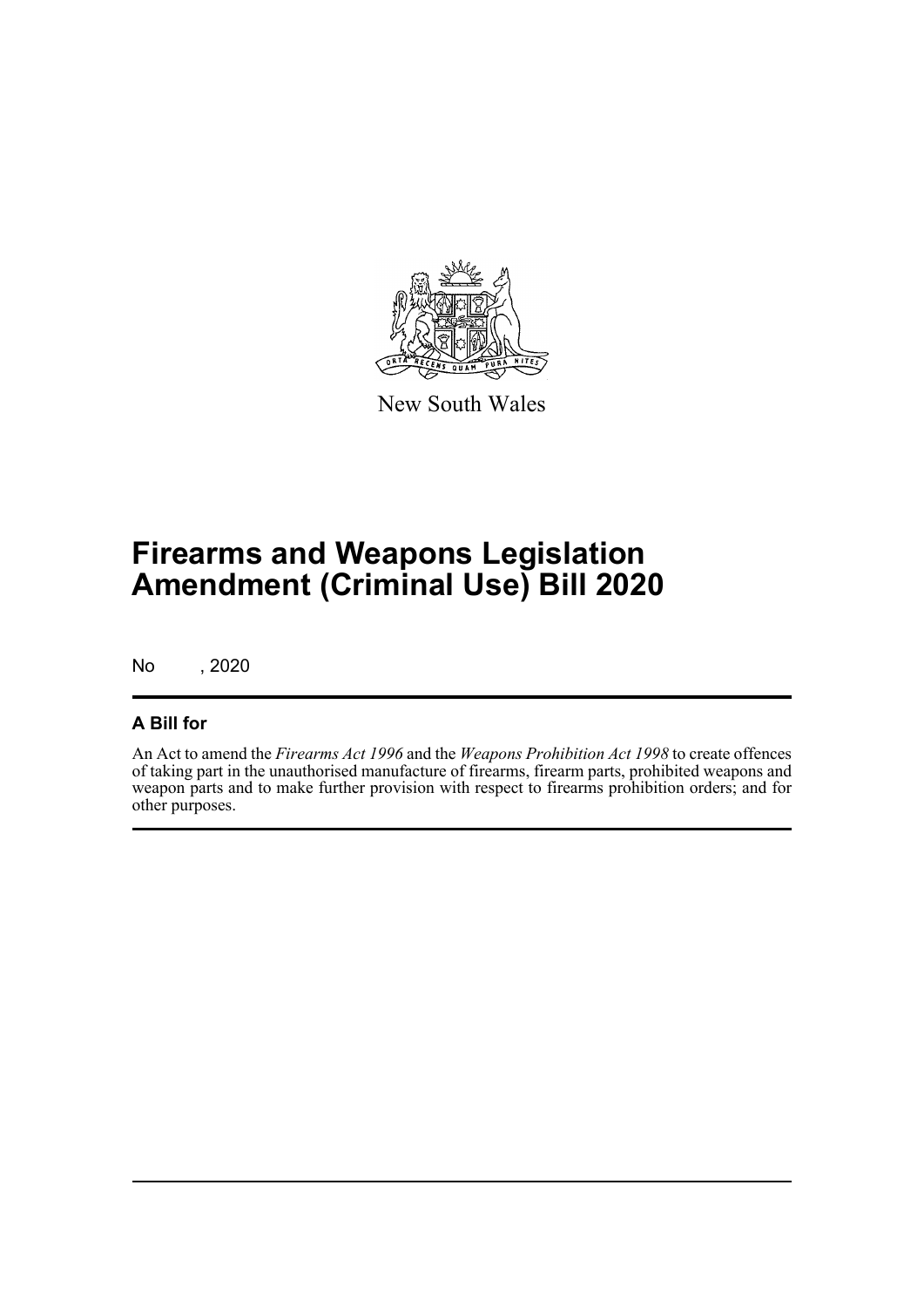New South Wales

# Firearms and Weapons Legislation Amendment (Criminal Use) Bill 2020

No , 2020

## A Bill for

An Act to amend the *Firearms Act 1996* and the *Weapons Prohibition Act 1998* to create offences of taking part in the unauthorised manufacture of firearms, firearm parts, prohibited weapons and weapon parts and to make further provision with respect to firearms prohibition orders; and for other purposes.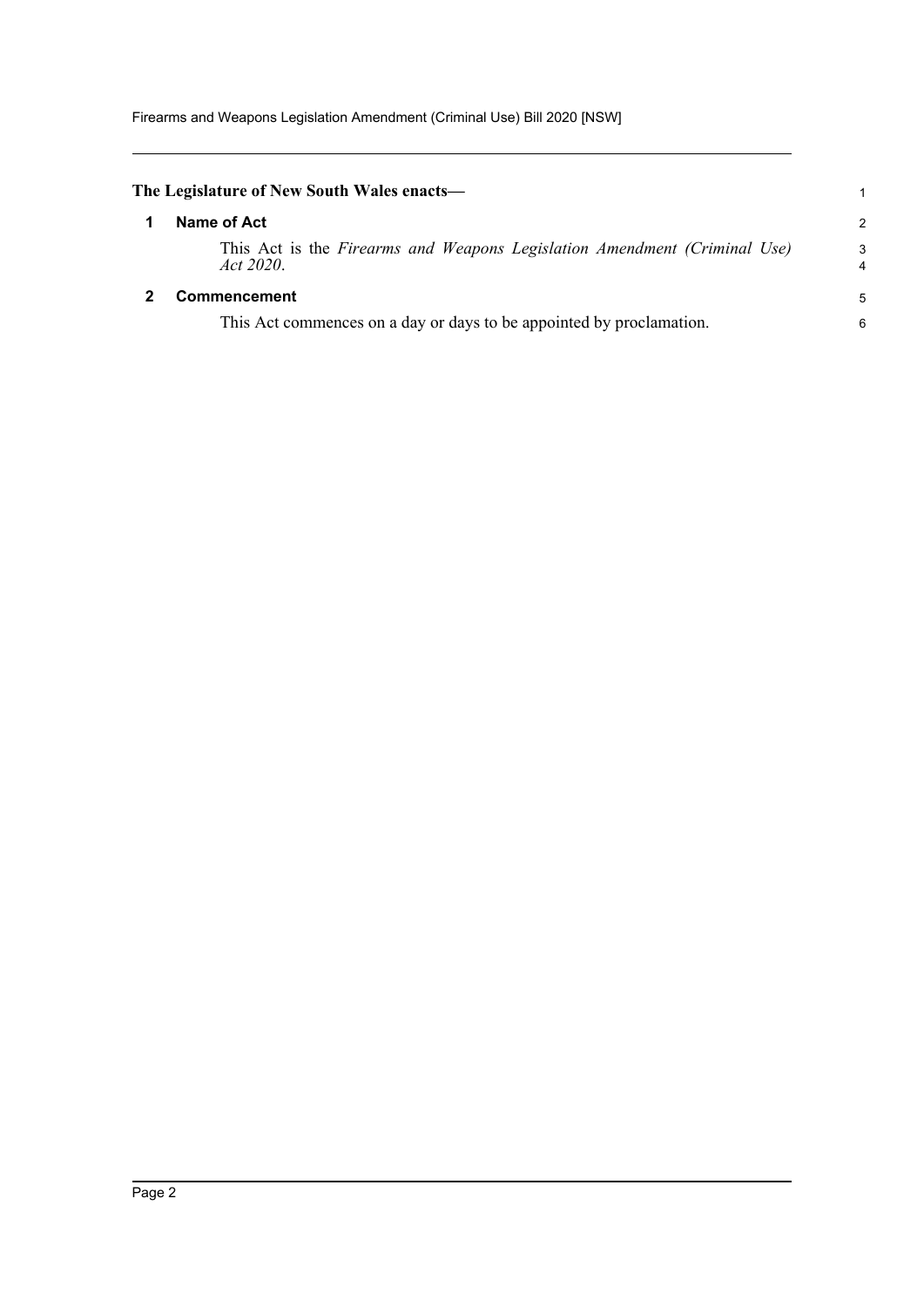**The Legislature of New South Wales enacts—**

## 1 Name of Act

This Act is the *Firearms and Weapons Legislation Amendment (Criminal Use) Act 2020*.

## 2 Commencement

This Act commences on a day or days to be appointed by proclamation.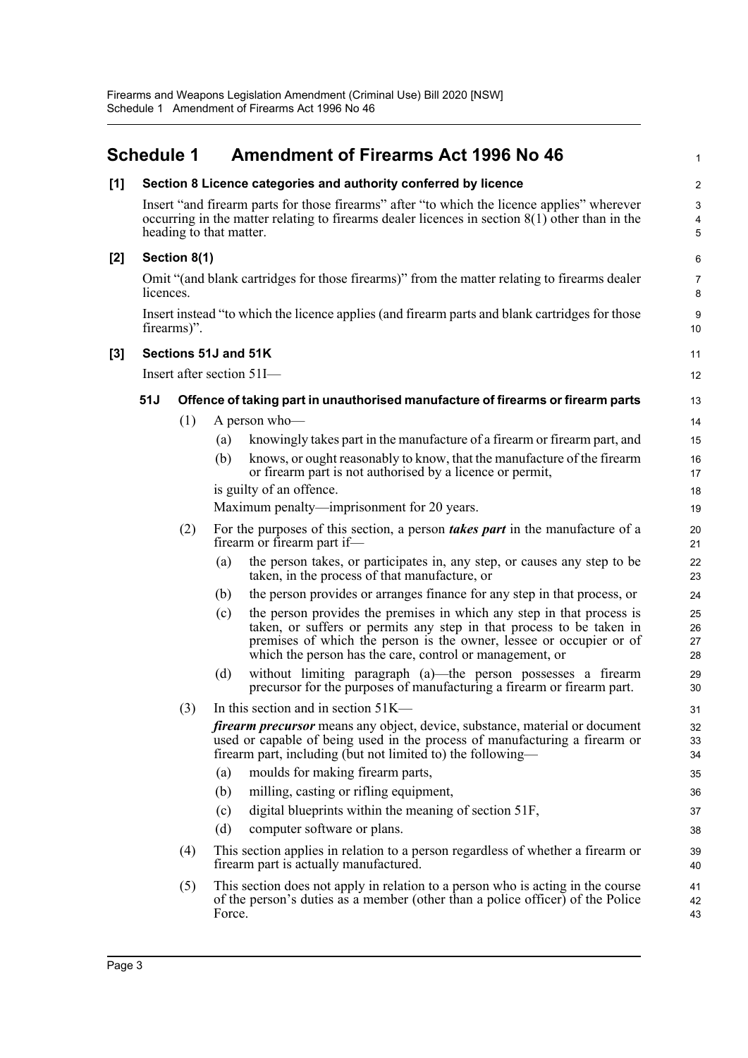# Schedule 1 Amendment of Firearms Act 1996 No 46

**[1] Section 8 Licence categories and authority conferred by licence**

Insert "and firearm parts for those firearms" after "to which the licence applies" wherever occurring in the matter relating to firearms dealer licences in section 8(1) other than in the heading to that matter.

**[2] Section 8(1)**

Omit "(and blank cartridges for those firearms)" from the matter relating to firearms dealer licences.

Insert instead "to which the licence applies (and firearm parts and blank cartridges for those firearms)".

**[3] Sections 51J and 51K**

Insert after section 51I—

**51J Offence of taking part in unauthorised manufacture of firearms or firearm parts**

(1) A person who—

(a) knowingly takes part in the manufacture of a firearm or firearm part, and

(b) knows, or ought reasonably to know, that the manufacture of the firearm or firearm part is not authorised by a licence or permit,

is guilty of an offence.

Maximum penalty—imprisonment for 20 years.

(2) For the purposes of this section, a person ***takes part*** in the manufacture of a firearm or firearm part if—

(a) the person takes, or participates in, any step, or causes any step to be taken, in the process of that manufacture, or

(b) the person provides or arranges finance for any step in that process, or

(c) the person provides the premises in which any step in that process is taken, or suffers or permits any step in that process to be taken in premises of which the person is the owner, lessee or occupier or of which the person has the care, control or management, or

(d) without limiting paragraph (a)—the person possesses a firearm precursor for the purposes of manufacturing a firearm or firearm part.

(3) In this section and in section 51K—

***firearm precursor*** means any object, device, substance, material or document used or capable of being used in the process of manufacturing a firearm or firearm part, including (but not limited to) the following—

(a) moulds for making firearm parts,

(b) milling, casting or rifling equipment,

(c) digital blueprints within the meaning of section 51F,

(d) computer software or plans.

(4) This section applies in relation to a person regardless of whether a firearm or firearm part is actually manufactured.

(5) This section does not apply in relation to a person who is acting in the course of the person's duties as a member (other than a police officer) of the Police Force.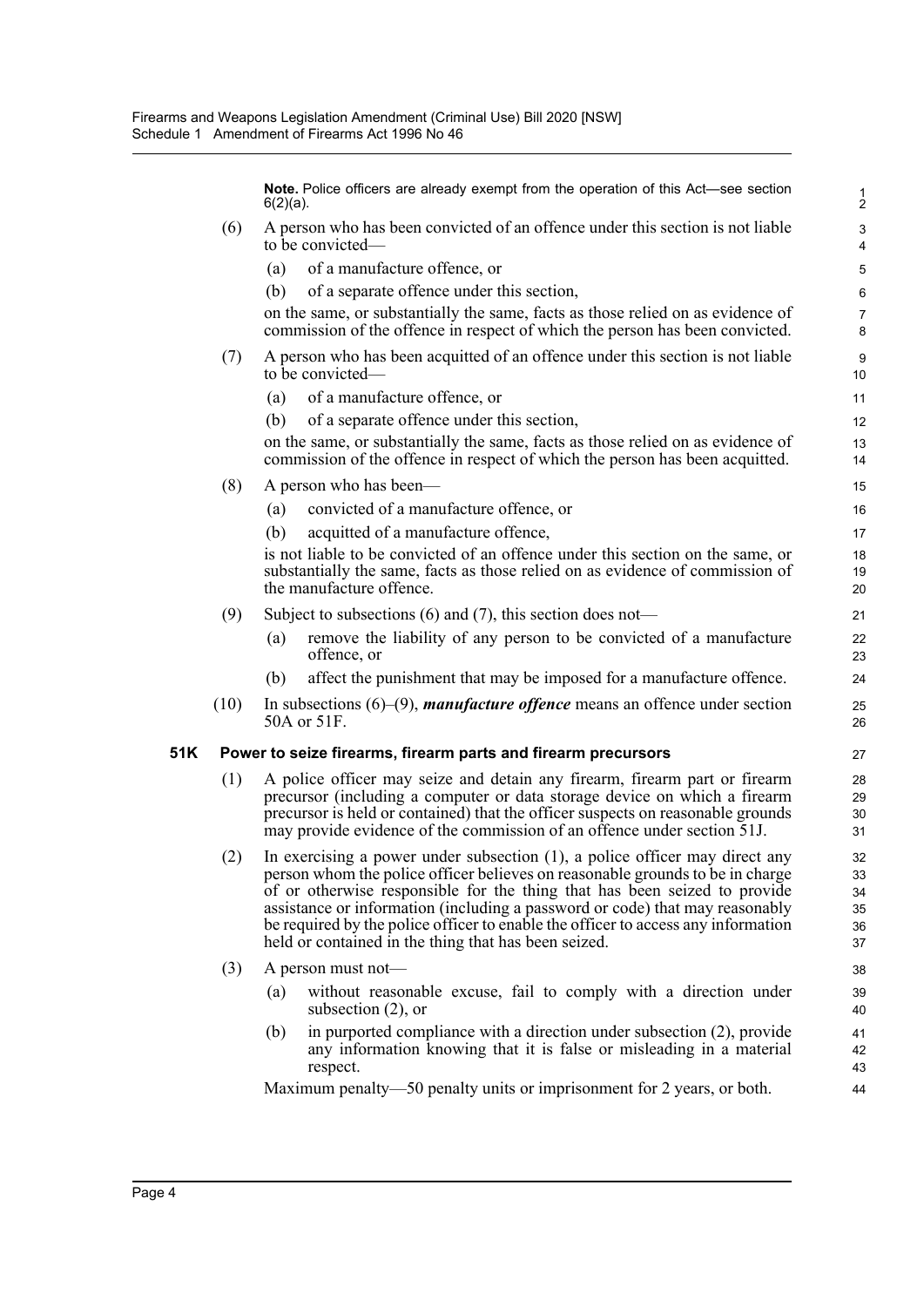**Note.** Police officers are already exempt from the operation of this Act—see section 6(2)(a).

(6) A person who has been convicted of an offence under this section is not liable to be convicted—

(a) of a manufacture offence, or

(b) of a separate offence under this section,

on the same, or substantially the same, facts as those relied on as evidence of commission of the offence in respect of which the person has been convicted.

(7) A person who has been acquitted of an offence under this section is not liable to be convicted—

(a) of a manufacture offence, or

(b) of a separate offence under this section,

on the same, or substantially the same, facts as those relied on as evidence of commission of the offence in respect of which the person has been acquitted.

(8) A person who has been—

(a) convicted of a manufacture offence, or

(b) acquitted of a manufacture offence,

is not liable to be convicted of an offence under this section on the same, or substantially the same, facts as those relied on as evidence of commission of the manufacture offence.

(9) Subject to subsections (6) and (7), this section does not—

(a) remove the liability of any person to be convicted of a manufacture offence, or

(b) affect the punishment that may be imposed for a manufacture offence.

(10) In subsections (6)–(9), ***manufacture offence*** means an offence under section 50A or 51F.

### 51K Power to seize firearms, firearm parts and firearm precursors

(1) A police officer may seize and detain any firearm, firearm part or firearm precursor (including a computer or data storage device on which a firearm precursor is held or contained) that the officer suspects on reasonable grounds may provide evidence of the commission of an offence under section 51J.

(2) In exercising a power under subsection (1), a police officer may direct any person whom the police officer believes on reasonable grounds to be in charge of or otherwise responsible for the thing that has been seized to provide assistance or information (including a password or code) that may reasonably be required by the police officer to enable the officer to access any information held or contained in the thing that has been seized.

(3) A person must not—

(a) without reasonable excuse, fail to comply with a direction under subsection (2), or

(b) in purported compliance with a direction under subsection (2), provide any information knowing that it is false or misleading in a material respect.

Maximum penalty—50 penalty units or imprisonment for 2 years, or both.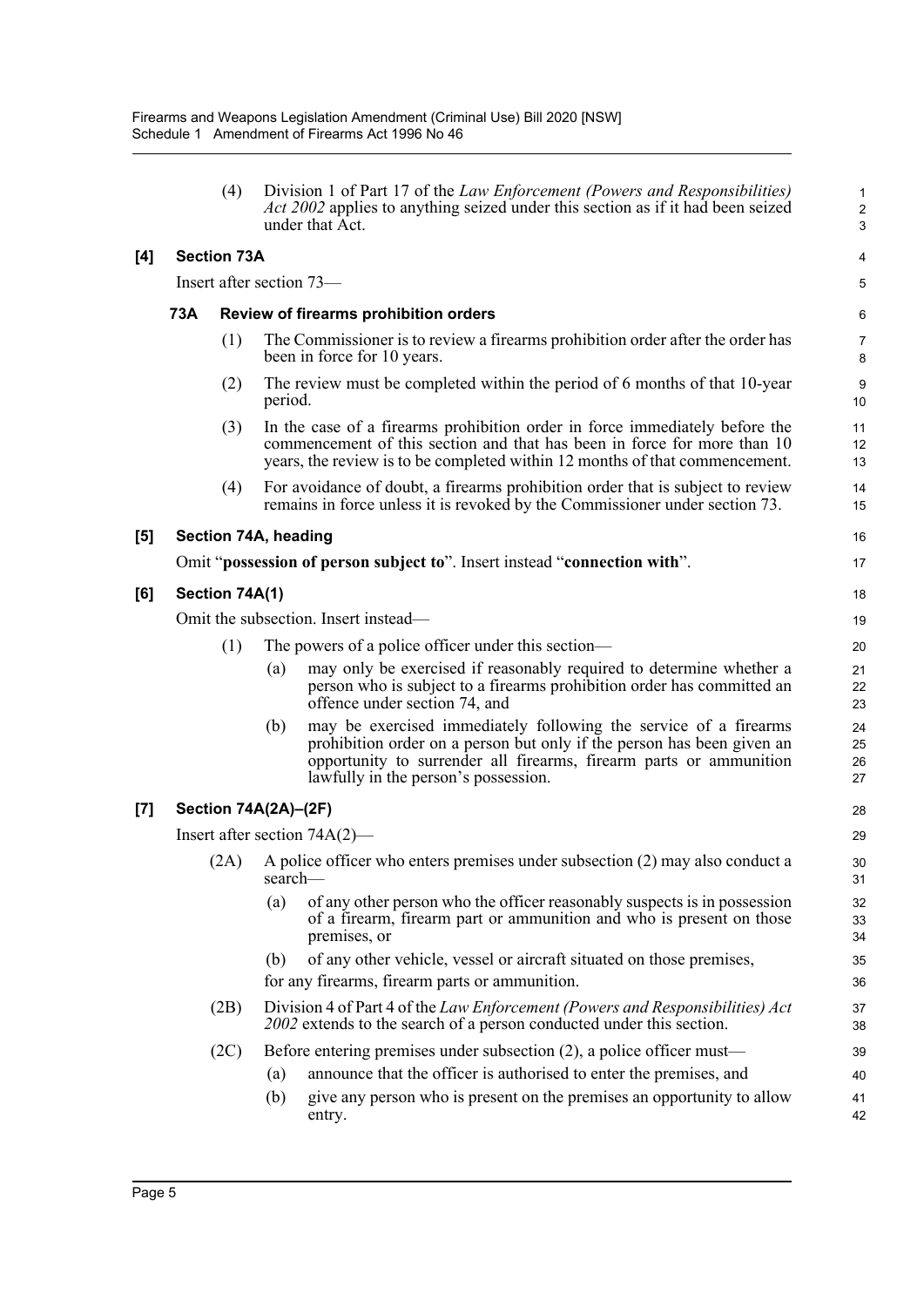(4) Division 1 of Part 17 of the *Law Enforcement (Powers and Responsibilities) Act 2002* applies to anything seized under this section as if it had been seized under that Act.

**[4] Section 73A**

Insert after section 73—

**73A Review of firearms prohibition orders**

(1) The Commissioner is to review a firearms prohibition order after the order has been in force for 10 years.

(2) The review must be completed within the period of 6 months of that 10-year period.

(3) In the case of a firearms prohibition order in force immediately before the commencement of this section and that has been in force for more than 10 years, the review is to be completed within 12 months of that commencement.

(4) For avoidance of doubt, a firearms prohibition order that is subject to review remains in force unless it is revoked by the Commissioner under section 73.

**[5] Section 74A, heading**

Omit "**possession of person subject to**". Insert instead "**connection with**".

**[6] Section 74A(1)**

Omit the subsection. Insert instead—

(1) The powers of a police officer under this section—

(a) may only be exercised if reasonably required to determine whether a person who is subject to a firearms prohibition order has committed an offence under section 74, and

(b) may be exercised immediately following the service of a firearms prohibition order on a person but only if the person has been given an opportunity to surrender all firearms, firearm parts or ammunition lawfully in the person's possession.

**[7] Section 74A(2A)–(2F)**

Insert after section 74A(2)—

(2A) A police officer who enters premises under subsection (2) may also conduct a search—

(a) of any other person who the officer reasonably suspects is in possession of a firearm, firearm part or ammunition and who is present on those premises, or

(b) of any other vehicle, vessel or aircraft situated on those premises,

for any firearms, firearm parts or ammunition.

(2B) Division 4 of Part 4 of the *Law Enforcement (Powers and Responsibilities) Act 2002* extends to the search of a person conducted under this section.

(2C) Before entering premises under subsection (2), a police officer must—

(a) announce that the officer is authorised to enter the premises, and

(b) give any person who is present on the premises an opportunity to allow entry.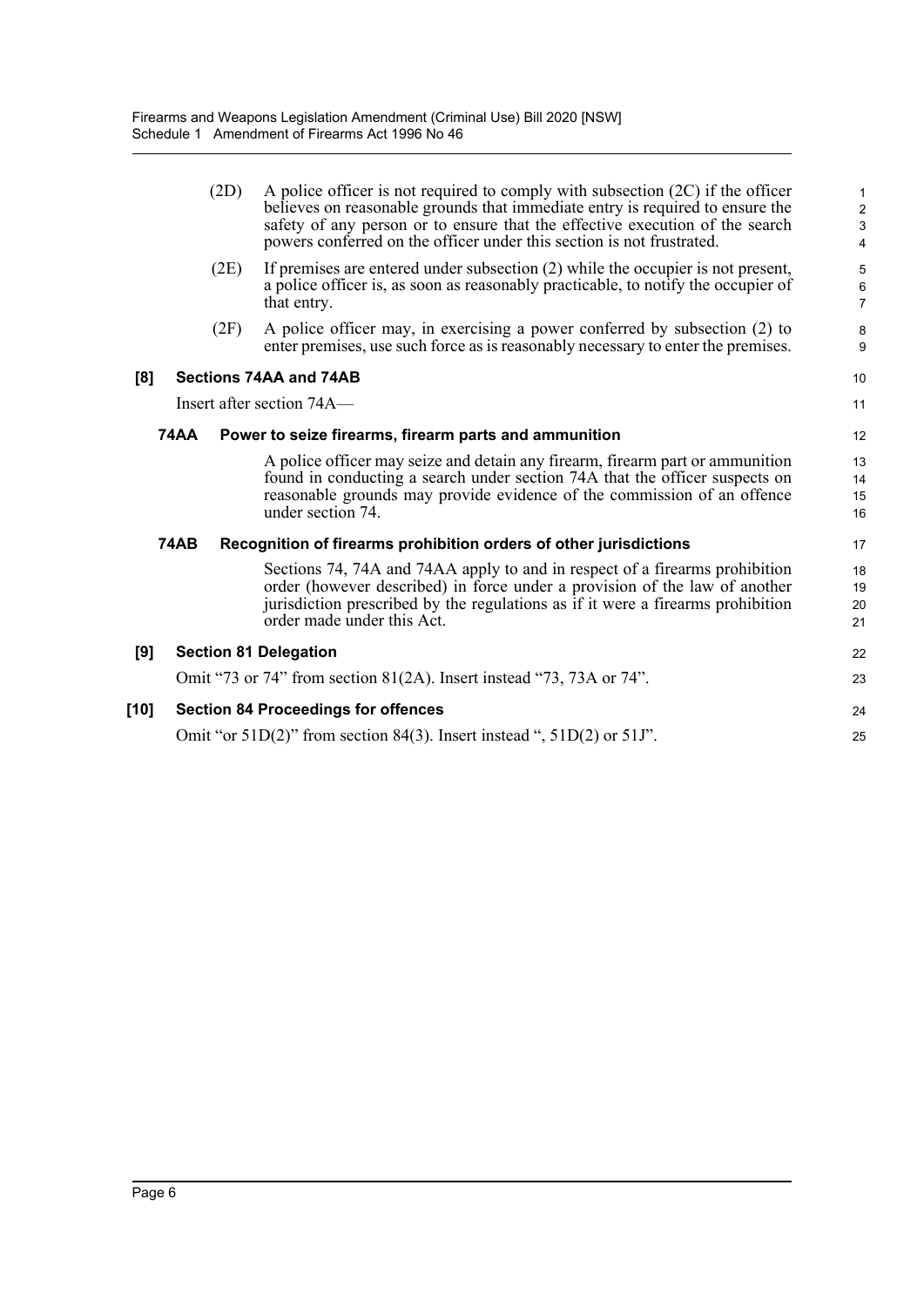(2D) A police officer is not required to comply with subsection (2C) if the officer believes on reasonable grounds that immediate entry is required to ensure the safety of any person or to ensure that the effective execution of the search powers conferred on the officer under this section is not frustrated.

(2E) If premises are entered under subsection (2) while the occupier is not present, a police officer is, as soon as reasonably practicable, to notify the occupier of that entry.

(2F) A police officer may, in exercising a power conferred by subsection (2) to enter premises, use such force as is reasonably necessary to enter the premises.

**[8] Sections 74AA and 74AB**

Insert after section 74A—

**74AA Power to seize firearms, firearm parts and ammunition**

A police officer may seize and detain any firearm, firearm part or ammunition found in conducting a search under section 74A that the officer suspects on reasonable grounds may provide evidence of the commission of an offence under section 74.

**74AB Recognition of firearms prohibition orders of other jurisdictions**

Sections 74, 74A and 74AA apply to and in respect of a firearms prohibition order (however described) in force under a provision of the law of another jurisdiction prescribed by the regulations as if it were a firearms prohibition order made under this Act.

**[9] Section 81 Delegation**

Omit "73 or 74" from section 81(2A). Insert instead "73, 73A or 74".

**[10] Section 84 Proceedings for offences**

Omit "or 51D(2)" from section 84(3). Insert instead ", 51D(2) or 51J".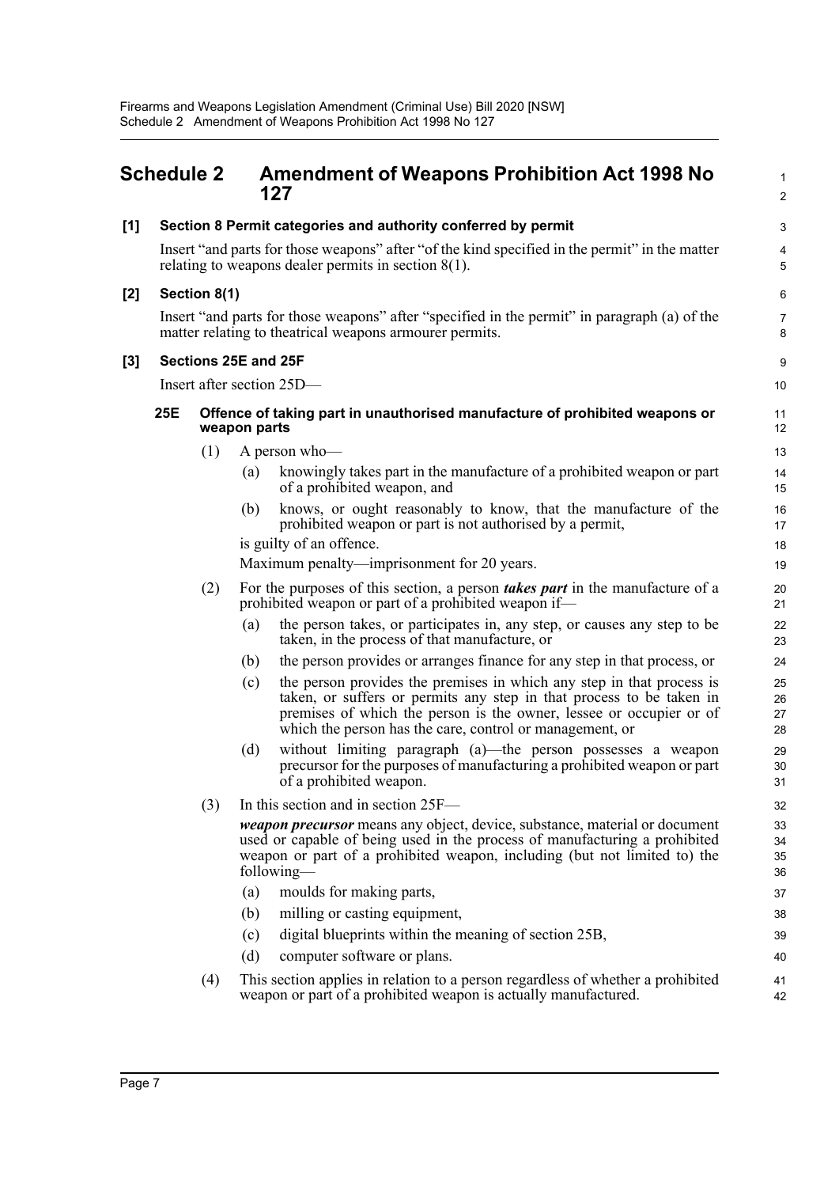## Schedule 2 Amendment of Weapons Prohibition Act 1998 No 127

**[1] Section 8 Permit categories and authority conferred by permit**

Insert "and parts for those weapons" after "of the kind specified in the permit" in the matter relating to weapons dealer permits in section 8(1).

**[2] Section 8(1)**

Insert "and parts for those weapons" after "specified in the permit" in paragraph (a) of the matter relating to theatrical weapons armourer permits.

**[3] Sections 25E and 25F**

Insert after section 25D—

**25E Offence of taking part in unauthorised manufacture of prohibited weapons or weapon parts**

(1) A person who—

(a) knowingly takes part in the manufacture of a prohibited weapon or part of a prohibited weapon, and

(b) knows, or ought reasonably to know, that the manufacture of the prohibited weapon or part is not authorised by a permit,

is guilty of an offence.

Maximum penalty—imprisonment for 20 years.

(2) For the purposes of this section, a person ***takes part*** in the manufacture of a prohibited weapon or part of a prohibited weapon if—

(a) the person takes, or participates in, any step, or causes any step to be taken, in the process of that manufacture, or

(b) the person provides or arranges finance for any step in that process, or

(c) the person provides the premises in which any step in that process is taken, or suffers or permits any step in that process to be taken in premises of which the person is the owner, lessee or occupier or of which the person has the care, control or management, or

(d) without limiting paragraph (a)—the person possesses a weapon precursor for the purposes of manufacturing a prohibited weapon or part of a prohibited weapon.

(3) In this section and in section 25F—

***weapon precursor*** means any object, device, substance, material or document used or capable of being used in the process of manufacturing a prohibited weapon or part of a prohibited weapon, including (but not limited to) the following—

(a) moulds for making parts,

(b) milling or casting equipment,

(c) digital blueprints within the meaning of section 25B,

(d) computer software or plans.

(4) This section applies in relation to a person regardless of whether a prohibited weapon or part of a prohibited weapon is actually manufactured.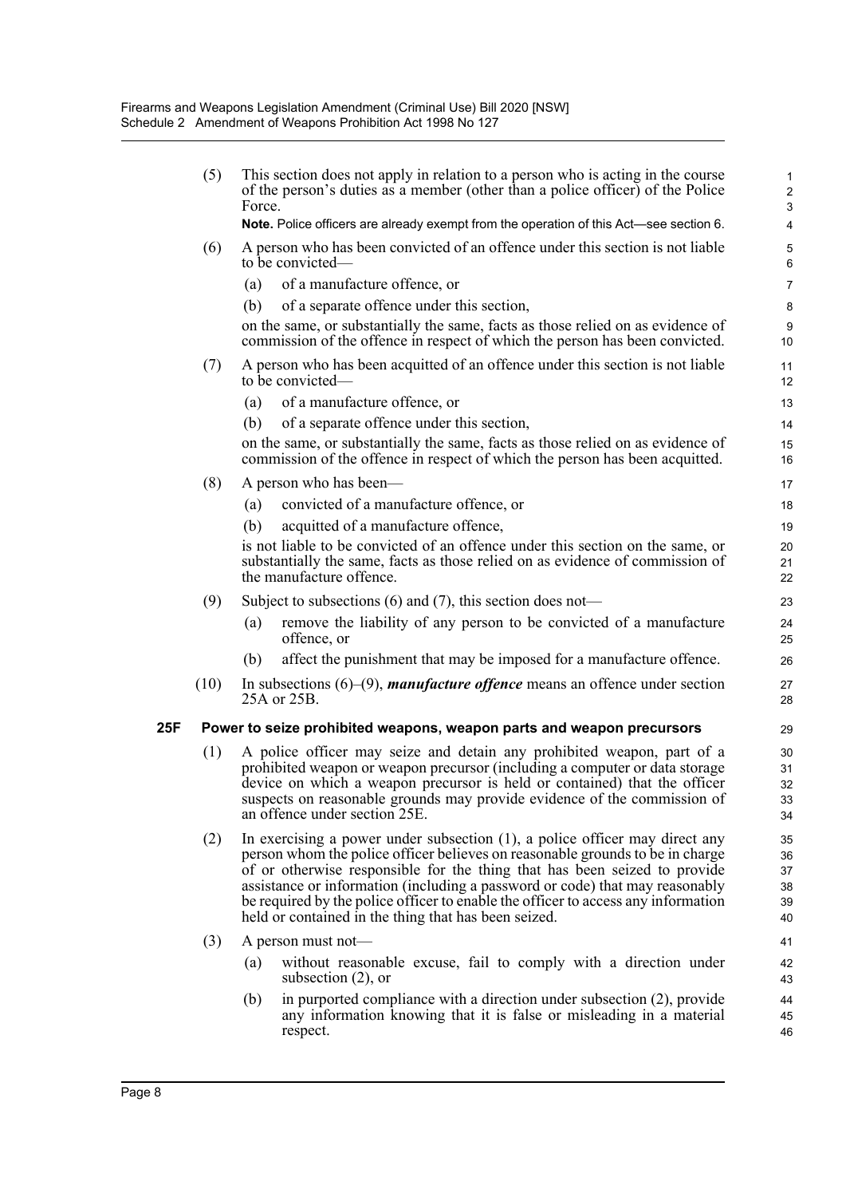(5) This section does not apply in relation to a person who is acting in the course of the person's duties as a member (other than a police officer) of the Police Force.

**Note.** Police officers are already exempt from the operation of this Act—see section 6.

(6) A person who has been convicted of an offence under this section is not liable to be convicted—

(a) of a manufacture offence, or

(b) of a separate offence under this section,

on the same, or substantially the same, facts as those relied on as evidence of commission of the offence in respect of which the person has been convicted.

(7) A person who has been acquitted of an offence under this section is not liable to be convicted—

(a) of a manufacture offence, or

(b) of a separate offence under this section,

on the same, or substantially the same, facts as those relied on as evidence of commission of the offence in respect of which the person has been acquitted.

(8) A person who has been—

(a) convicted of a manufacture offence, or

(b) acquitted of a manufacture offence,

is not liable to be convicted of an offence under this section on the same, or substantially the same, facts as those relied on as evidence of commission of the manufacture offence.

(9) Subject to subsections (6) and (7), this section does not—

(a) remove the liability of any person to be convicted of a manufacture offence, or

(b) affect the punishment that may be imposed for a manufacture offence.

(10) In subsections (6)–(9), ***manufacture offence*** means an offence under section 25A or 25B.

**25F Power to seize prohibited weapons, weapon parts and weapon precursors**

(1) A police officer may seize and detain any prohibited weapon, part of a prohibited weapon or weapon precursor (including a computer or data storage device on which a weapon precursor is held or contained) that the officer suspects on reasonable grounds may provide evidence of the commission of an offence under section 25E.

(2) In exercising a power under subsection (1), a police officer may direct any person whom the police officer believes on reasonable grounds to be in charge of or otherwise responsible for the thing that has been seized to provide assistance or information (including a password or code) that may reasonably be required by the police officer to enable the officer to access any information held or contained in the thing that has been seized.

(3) A person must not—

(a) without reasonable excuse, fail to comply with a direction under subsection (2), or

(b) in purported compliance with a direction under subsection (2), provide any information knowing that it is false or misleading in a material respect.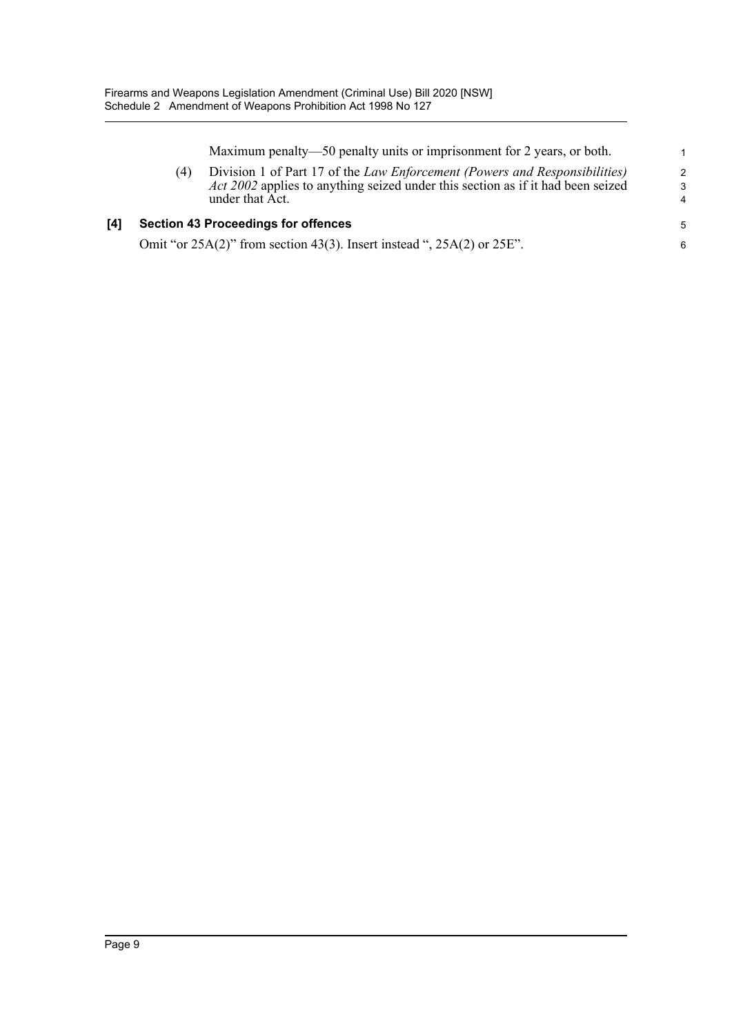Maximum penalty—50 penalty units or imprisonment for 2 years, or both.

(4) Division 1 of Part 17 of the *Law Enforcement (Powers and Responsibilities) Act 2002* applies to anything seized under this section as if it had been seized under that Act.

**[4] Section 43 Proceedings for offences**

Omit "or 25A(2)" from section 43(3). Insert instead ", 25A(2) or 25E".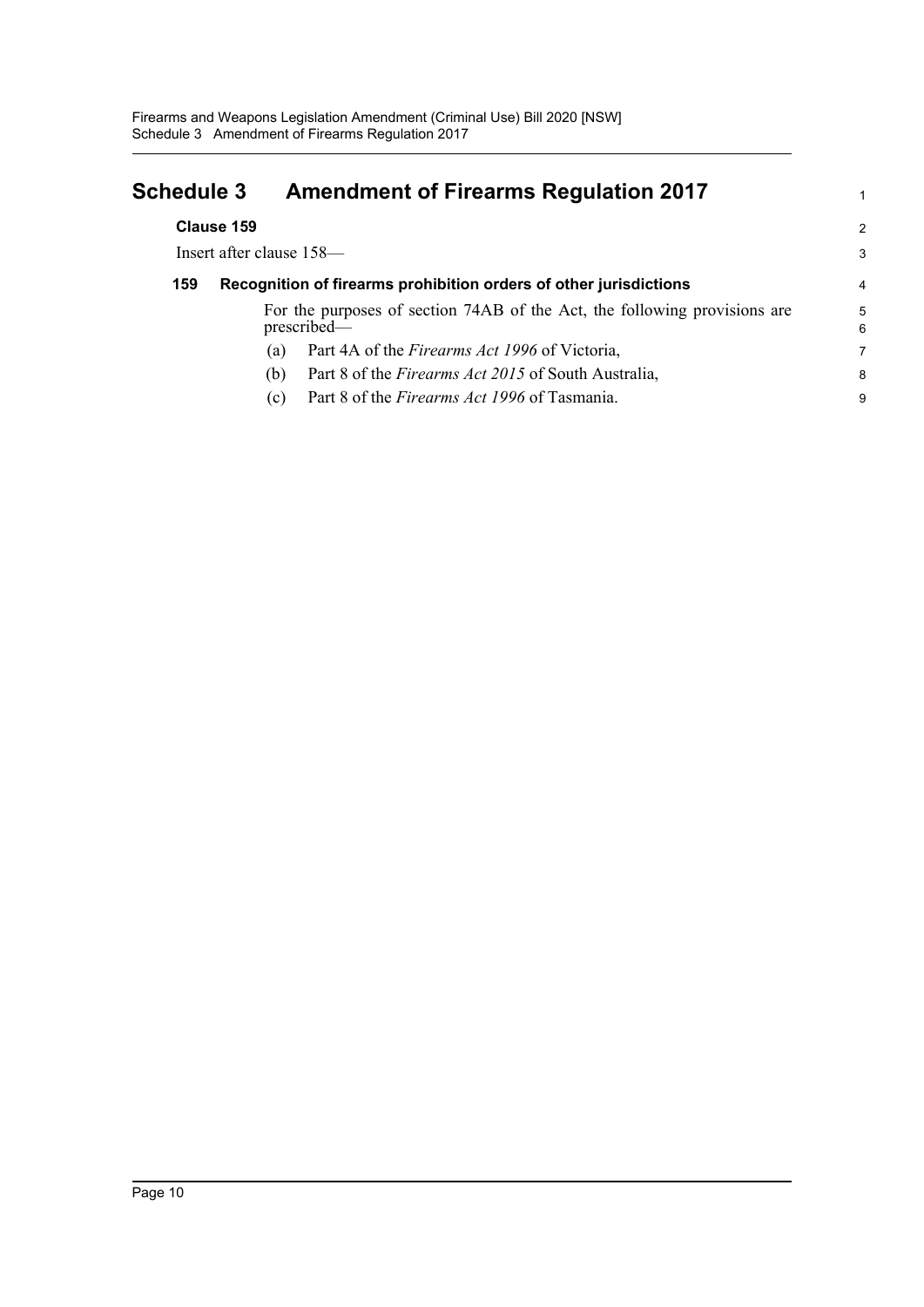# Schedule 3 Amendment of Firearms Regulation 2017

**Clause 159**

Insert after clause 158—

**159 Recognition of firearms prohibition orders of other jurisdictions**

For the purposes of section 74AB of the Act, the following provisions are prescribed—

(a) Part 4A of the *Firearms Act 1996* of Victoria,

(b) Part 8 of the *Firearms Act 2015* of South Australia,

(c) Part 8 of the *Firearms Act 1996* of Tasmania.